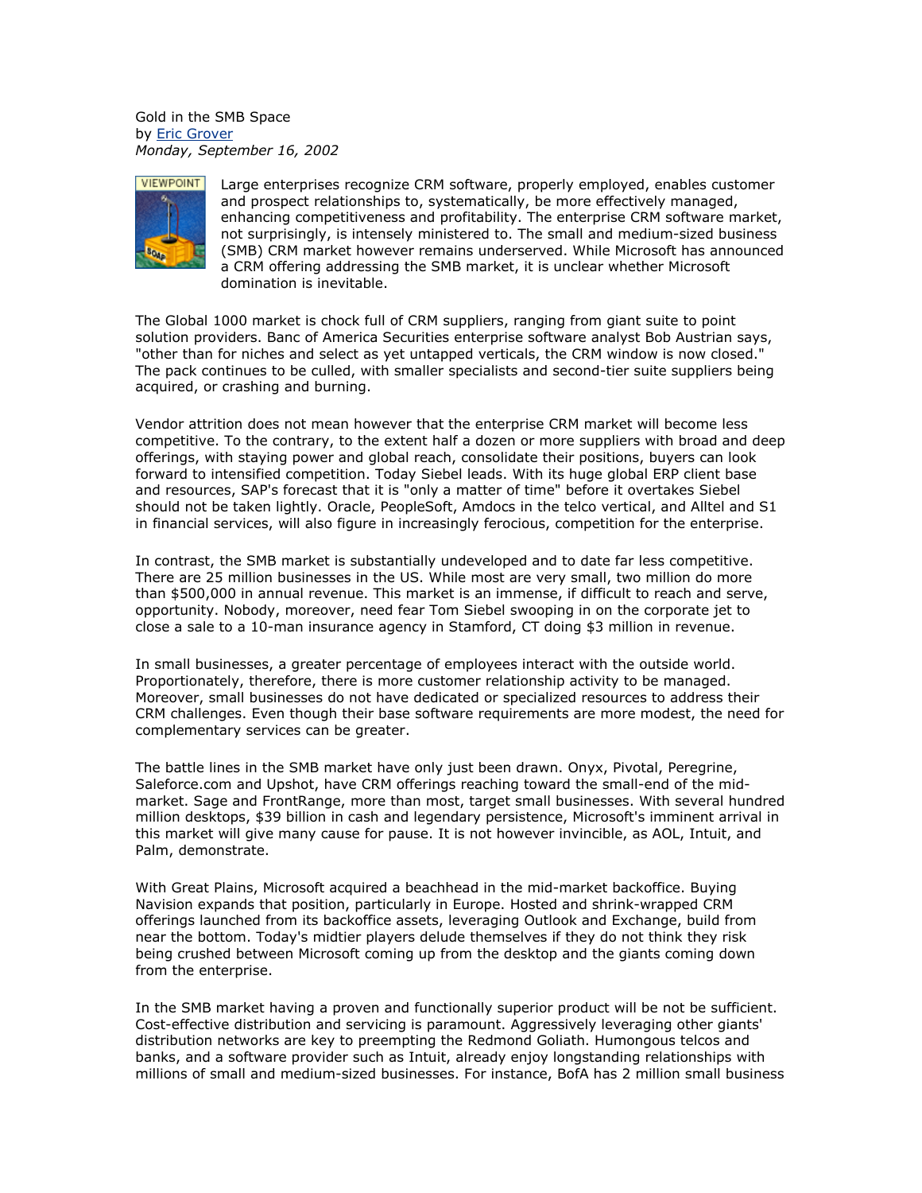Gold in the SMB Space
by Eric Grover
*Monday, September 16, 2002*

Large enterprises recognize CRM software, properly employed, enables customer and prospect relationships to, systematically, be more effectively managed, enhancing competitiveness and profitability. The enterprise CRM software market, not surprisingly, is intensely ministered to. The small and medium-sized business (SMB) CRM market however remains underserved. While Microsoft has announced a CRM offering addressing the SMB market, it is unclear whether Microsoft domination is inevitable.

The Global 1000 market is chock full of CRM suppliers, ranging from giant suite to point solution providers. Banc of America Securities enterprise software analyst Bob Austrian says, "other than for niches and select as yet untapped verticals, the CRM window is now closed." The pack continues to be culled, with smaller specialists and second-tier suite suppliers being acquired, or crashing and burning.

Vendor attrition does not mean however that the enterprise CRM market will become less competitive. To the contrary, to the extent half a dozen or more suppliers with broad and deep offerings, with staying power and global reach, consolidate their positions, buyers can look forward to intensified competition. Today Siebel leads. With its huge global ERP client base and resources, SAP's forecast that it is "only a matter of time" before it overtakes Siebel should not be taken lightly. Oracle, PeopleSoft, Amdocs in the telco vertical, and Alltel and S1 in financial services, will also figure in increasingly ferocious, competition for the enterprise.

In contrast, the SMB market is substantially undeveloped and to date far less competitive. There are 25 million businesses in the US. While most are very small, two million do more than $500,000 in annual revenue. This market is an immense, if difficult to reach and serve, opportunity. Nobody, moreover, need fear Tom Siebel swooping in on the corporate jet to close a sale to a 10-man insurance agency in Stamford, CT doing $3 million in revenue.

In small businesses, a greater percentage of employees interact with the outside world. Proportionately, therefore, there is more customer relationship activity to be managed. Moreover, small businesses do not have dedicated or specialized resources to address their CRM challenges. Even though their base software requirements are more modest, the need for complementary services can be greater.

The battle lines in the SMB market have only just been drawn. Onyx, Pivotal, Peregrine, Saleforce.com and Upshot, have CRM offerings reaching toward the small-end of the mid-market. Sage and FrontRange, more than most, target small businesses. With several hundred million desktops, $39 billion in cash and legendary persistence, Microsoft's imminent arrival in this market will give many cause for pause. It is not however invincible, as AOL, Intuit, and Palm, demonstrate.

With Great Plains, Microsoft acquired a beachhead in the mid-market backoffice. Buying Navision expands that position, particularly in Europe. Hosted and shrink-wrapped CRM offerings launched from its backoffice assets, leveraging Outlook and Exchange, build from near the bottom. Today's midtier players delude themselves if they do not think they risk being crushed between Microsoft coming up from the desktop and the giants coming down from the enterprise.

In the SMB market having a proven and functionally superior product will be not be sufficient. Cost-effective distribution and servicing is paramount. Aggressively leveraging other giants' distribution networks are key to preempting the Redmond Goliath. Humongous telcos and banks, and a software provider such as Intuit, already enjoy longstanding relationships with millions of small and medium-sized businesses. For instance, BofA has 2 million small business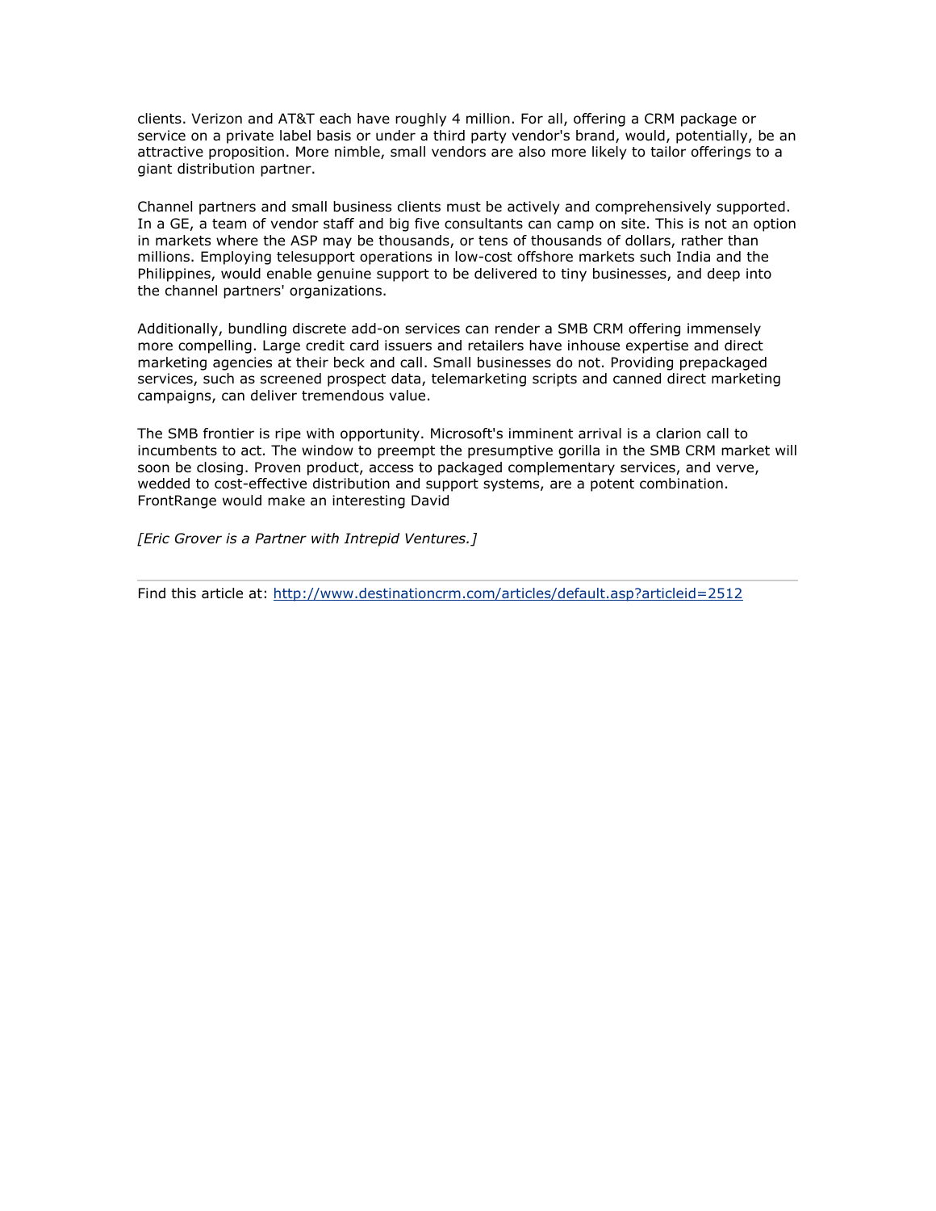clients. Verizon and AT&T each have roughly 4 million. For all, offering a CRM package or service on a private label basis or under a third party vendor's brand, would, potentially, be an attractive proposition. More nimble, small vendors are also more likely to tailor offerings to a giant distribution partner.

Channel partners and small business clients must be actively and comprehensively supported. In a GE, a team of vendor staff and big five consultants can camp on site. This is not an option in markets where the ASP may be thousands, or tens of thousands of dollars, rather than millions. Employing telesupport operations in low-cost offshore markets such India and the Philippines, would enable genuine support to be delivered to tiny businesses, and deep into the channel partners' organizations.

Additionally, bundling discrete add-on services can render a SMB CRM offering immensely more compelling. Large credit card issuers and retailers have inhouse expertise and direct marketing agencies at their beck and call. Small businesses do not. Providing prepackaged services, such as screened prospect data, telemarketing scripts and canned direct marketing campaigns, can deliver tremendous value.

The SMB frontier is ripe with opportunity. Microsoft's imminent arrival is a clarion call to incumbents to act. The window to preempt the presumptive gorilla in the SMB CRM market will soon be closing. Proven product, access to packaged complementary services, and verve, wedded to cost-effective distribution and support systems, are a potent combination. FrontRange would make an interesting David

*[Eric Grover is a Partner with Intrepid Ventures.]*

---

Find this article at: [http://www.destinationcrm.com/articles/default.asp?articleid=2512](http://www.destinationcrm.com/articles/default.asp?articleid=2512)